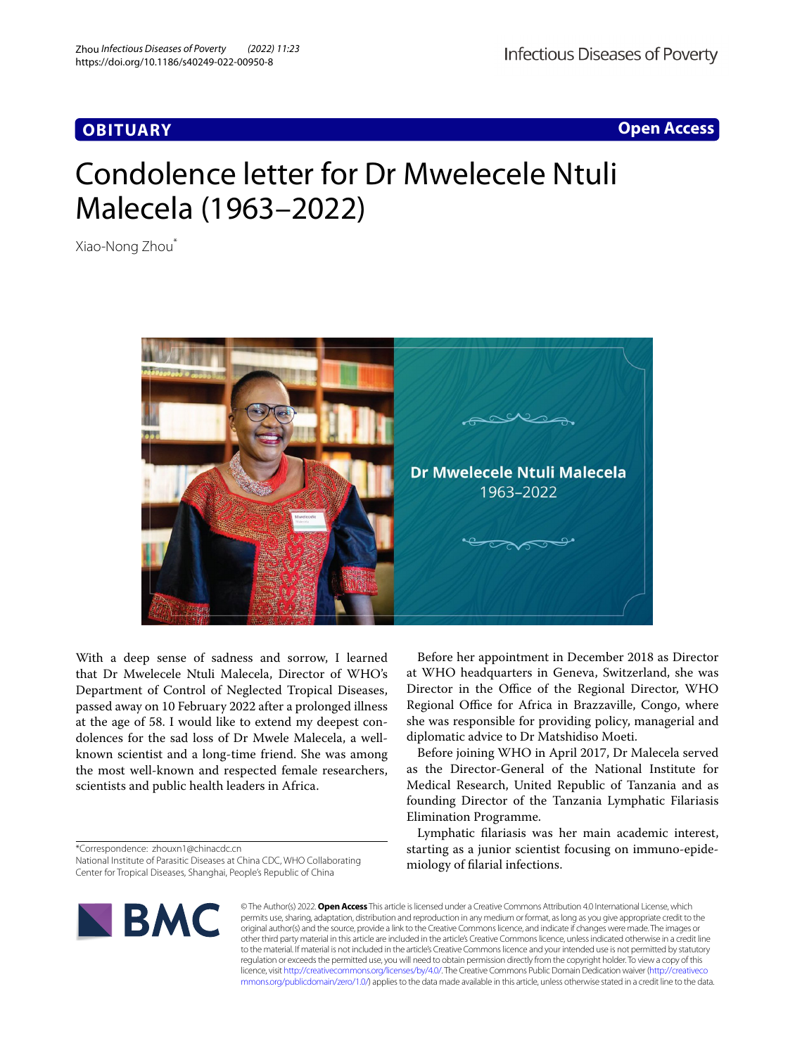OBITUARY

Open Access

# Condolence letter for Dr Mwelecele Ntuli Malecela (1963–2022)

Xiao-Nong Zhou*

With a deep sense of sadness and sorrow, I learned that Dr Mwelecele Ntuli Malecela, Director of WHO's Department of Control of Neglected Tropical Diseases, passed away on 10 February 2022 after a prolonged illness at the age of 58. I would like to extend my deepest condolences for the sad loss of Dr Mwele Malecela, a well-known scientist and a long-time friend. She was among the most well-known and respected female researchers, scientists and public health leaders in Africa.

Before her appointment in December 2018 as Director at WHO headquarters in Geneva, Switzerland, she was Director in the Office of the Regional Director, WHO Regional Office for Africa in Brazzaville, Congo, where she was responsible for providing policy, managerial and diplomatic advice to Dr Matshidiso Moeti.

Before joining WHO in April 2017, Dr Malecela served as the Director-General of the National Institute for Medical Research, United Republic of Tanzania and as founding Director of the Tanzania Lymphatic Filariasis Elimination Programme.

Lymphatic filariasis was her main academic interest, starting as a junior scientist focusing on immuno-epidemiology of filarial infections.

*Correspondence: zhouxn1@chinacdc.cn
National Institute of Parasitic Diseases at China CDC, WHO Collaborating Center for Tropical Diseases, Shanghai, People's Republic of China

© The Author(s) 2022. **Open Access** This article is licensed under a Creative Commons Attribution 4.0 International License, which permits use, sharing, adaptation, distribution and reproduction in any medium or format, as long as you give appropriate credit to the original author(s) and the source, provide a link to the Creative Commons licence, and indicate if changes were made. The images or other third party material in this article are included in the article's Creative Commons licence, unless indicated otherwise in a credit line to the material. If material is not included in the article's Creative Commons licence and your intended use is not permitted by statutory regulation or exceeds the permitted use, you will need to obtain permission directly from the copyright holder. To view a copy of this licence, visit http://creativecommons.org/licenses/by/4.0/. The Creative Commons Public Domain Dedication waiver (http://creativecommons.org/publicdomain/zero/1.0/) applies to the data made available in this article, unless otherwise stated in a credit line to the data.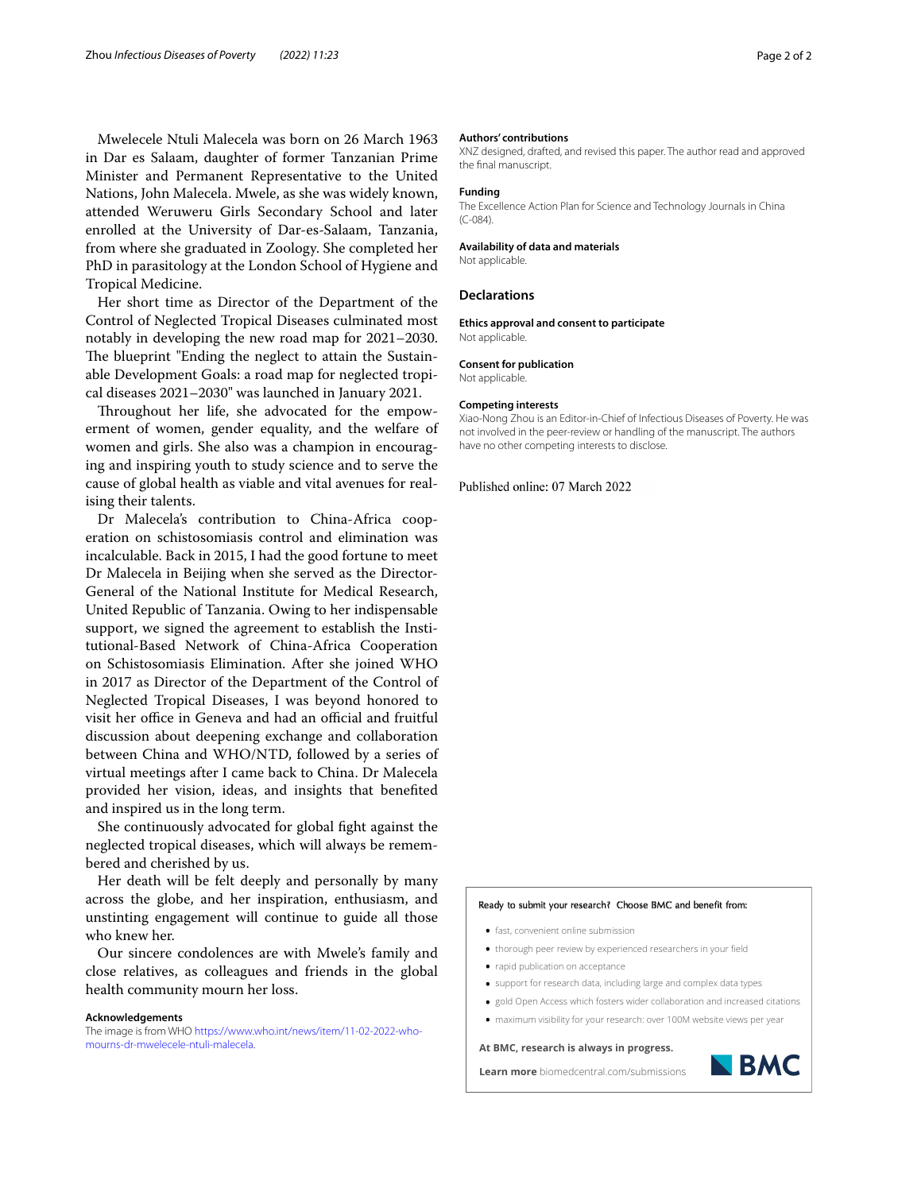Mwelecele Ntuli Malecela was born on 26 March 1963 in Dar es Salaam, daughter of former Tanzanian Prime Minister and Permanent Representative to the United Nations, John Malecela. Mwele, as she was widely known, attended Weruweru Girls Secondary School and later enrolled at the University of Dar-es-Salaam, Tanzania, from where she graduated in Zoology. She completed her PhD in parasitology at the London School of Hygiene and Tropical Medicine.

Her short time as Director of the Department of the Control of Neglected Tropical Diseases culminated most notably in developing the new road map for 2021–2030. The blueprint "Ending the neglect to attain the Sustainable Development Goals: a road map for neglected tropical diseases 2021–2030" was launched in January 2021.

Throughout her life, she advocated for the empowerment of women, gender equality, and the welfare of women and girls. She also was a champion in encouraging and inspiring youth to study science and to serve the cause of global health as viable and vital avenues for realising their talents.

Dr Malecela's contribution to China-Africa cooperation on schistosomiasis control and elimination was incalculable. Back in 2015, I had the good fortune to meet Dr Malecela in Beijing when she served as the Director-General of the National Institute for Medical Research, United Republic of Tanzania. Owing to her indispensable support, we signed the agreement to establish the Institutional-Based Network of China-Africa Cooperation on Schistosomiasis Elimination. After she joined WHO in 2017 as Director of the Department of the Control of Neglected Tropical Diseases, I was beyond honored to visit her office in Geneva and had an official and fruitful discussion about deepening exchange and collaboration between China and WHO/NTD, followed by a series of virtual meetings after I came back to China. Dr Malecela provided her vision, ideas, and insights that benefited and inspired us in the long term.

She continuously advocated for global fight against the neglected tropical diseases, which will always be remembered and cherished by us.

Her death will be felt deeply and personally by many across the globe, and her inspiration, enthusiasm, and unstinting engagement will continue to guide all those who knew her.

Our sincere condolences are with Mwele's family and close relatives, as colleagues and friends in the global health community mourn her loss.

**Acknowledgements**
The image is from WHO https://www.who.int/news/item/11-02-2022-who-mourns-dr-mwelecele-ntuli-malecela.

**Authors' contributions**
XNZ designed, drafted, and revised this paper. The author read and approved the final manuscript.

**Funding**
The Excellence Action Plan for Science and Technology Journals in China (C-084).

**Availability of data and materials**
Not applicable.

## Declarations

**Ethics approval and consent to participate**
Not applicable.

**Consent for publication**
Not applicable.

**Competing interests**
Xiao-Nong Zhou is an Editor-in-Chief of Infectious Diseases of Poverty. He was not involved in the peer-review or handling of the manuscript. The authors have no other competing interests to disclose.

Published online: 07 March 2022